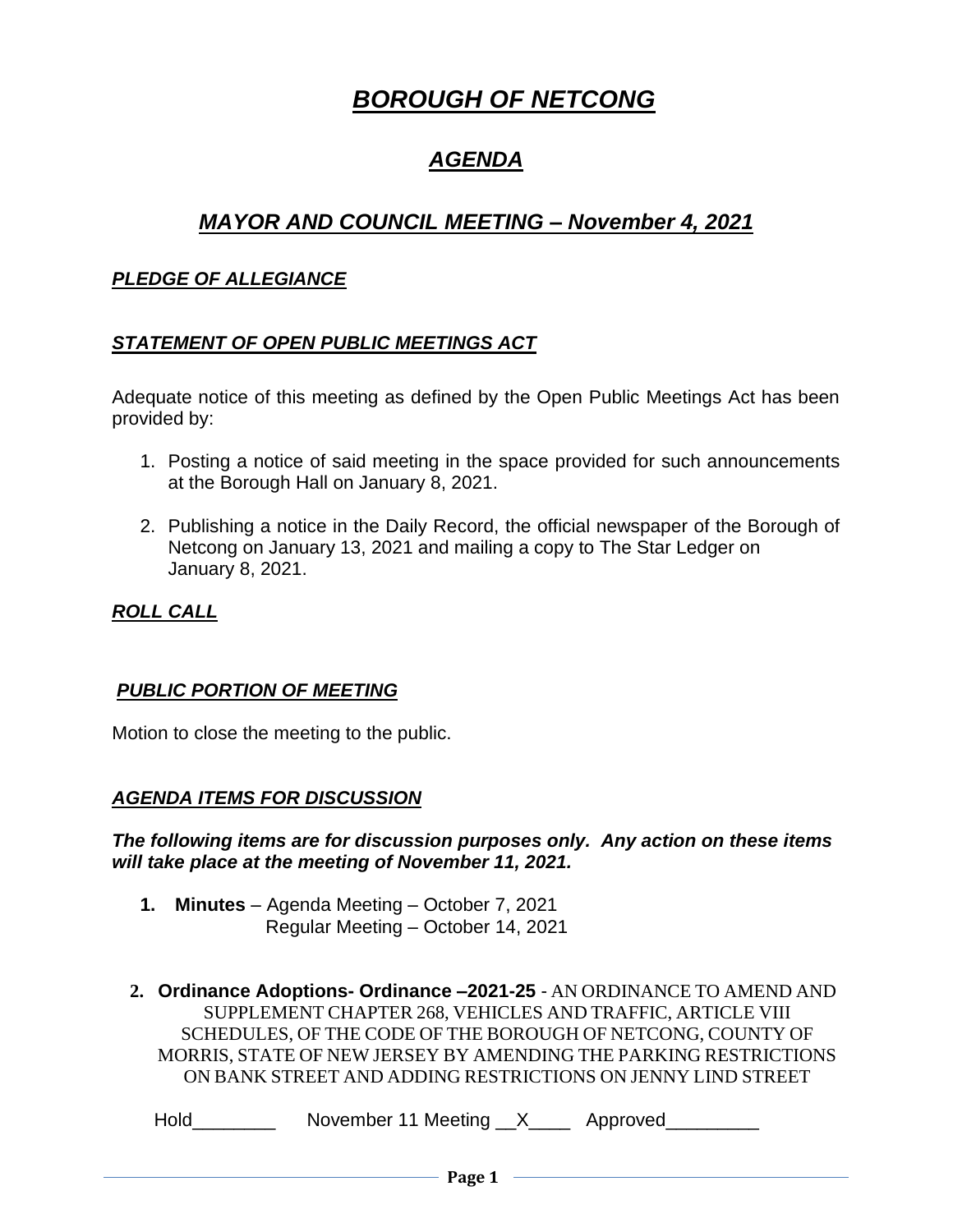# ***BOROUGH OF NETCONG***

## ***AGENDA***

## ***MAYOR AND COUNCIL MEETING – November 4, 2021***

### ***PLEDGE OF ALLEGIANCE***

### ***STATEMENT OF OPEN PUBLIC MEETINGS ACT***

Adequate notice of this meeting as defined by the Open Public Meetings Act has been provided by:

1. Posting a notice of said meeting in the space provided for such announcements at the Borough Hall on January 8, 2021.

2. Publishing a notice in the Daily Record, the official newspaper of the Borough of Netcong on January 13, 2021 and mailing a copy to The Star Ledger on January 8, 2021.

### ***ROLL CALL***

### ***PUBLIC PORTION OF MEETING***

Motion to close the meeting to the public.

### ***AGENDA ITEMS FOR DISCUSSION***

***The following items are for discussion purposes only. Any action on these items will take place at the meeting of November 11, 2021.***

1. **Minutes** – Agenda Meeting – October 7, 2021
   Regular Meeting – October 14, 2021

2. **Ordinance Adoptions- Ordinance –2021-25** - AN ORDINANCE TO AMEND AND SUPPLEMENT CHAPTER 268, VEHICLES AND TRAFFIC, ARTICLE VIII SCHEDULES, OF THE CODE OF THE BOROUGH OF NETCONG, COUNTY OF MORRIS, STATE OF NEW JERSEY BY AMENDING THE PARKING RESTRICTIONS ON BANK STREET AND ADDING RESTRICTIONS ON JENNY LIND STREET

   Hold________ November 11 Meeting __X____ Approved_________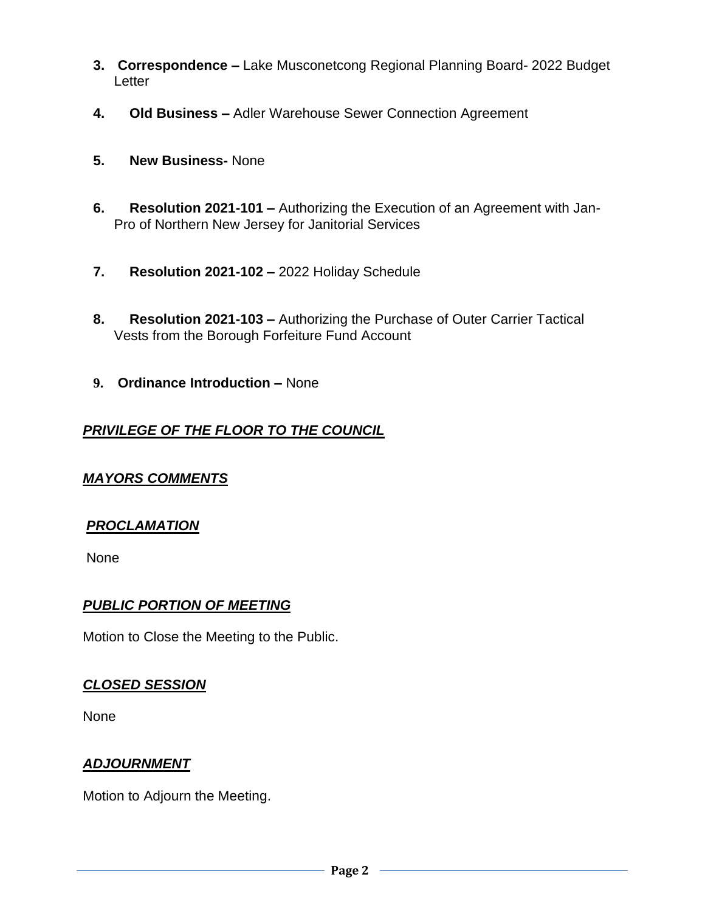3. **Correspondence –** Lake Musconetcong Regional Planning Board- 2022 Budget Letter

4. **Old Business –** Adler Warehouse Sewer Connection Agreement

5. **New Business-** None

6. **Resolution 2021-101 –** Authorizing the Execution of an Agreement with Jan-Pro of Northern New Jersey for Janitorial Services

7. **Resolution 2021-102 –** 2022 Holiday Schedule

8. **Resolution 2021-103 –** Authorizing the Purchase of Outer Carrier Tactical Vests from the Borough Forfeiture Fund Account

9. **Ordinance Introduction –** None

***PRIVILEGE OF THE FLOOR TO THE COUNCIL***

***MAYORS COMMENTS***

***PROCLAMATION***

None

***PUBLIC PORTION OF MEETING***

Motion to Close the Meeting to the Public.

***CLOSED SESSION***

None

***ADJOURNMENT***

Motion to Adjourn the Meeting.